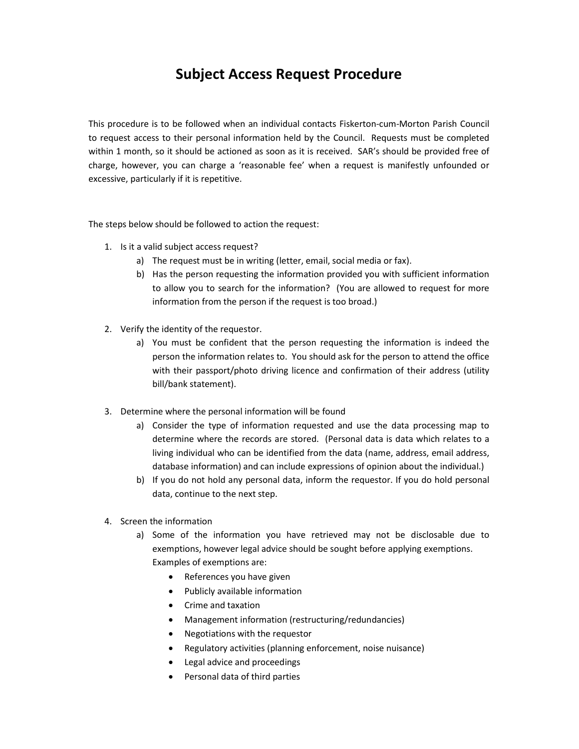# Subject Access Request Procedure

This procedure is to be followed when an individual contacts Fiskerton-cum-Morton Parish Council to request access to their personal information held by the Council. Requests must be completed within 1 month, so it should be actioned as soon as it is received. SAR's should be provided free of charge, however, you can charge a 'reasonable fee' when a request is manifestly unfounded or excessive, particularly if it is repetitive.

The steps below should be followed to action the request:

1. Is it a valid subject access request?
   a) The request must be in writing (letter, email, social media or fax).
   b) Has the person requesting the information provided you with sufficient information to allow you to search for the information? (You are allowed to request for more information from the person if the request is too broad.)

2. Verify the identity of the requestor.
   a) You must be confident that the person requesting the information is indeed the person the information relates to. You should ask for the person to attend the office with their passport/photo driving licence and confirmation of their address (utility bill/bank statement).

3. Determine where the personal information will be found
   a) Consider the type of information requested and use the data processing map to determine where the records are stored. (Personal data is data which relates to a living individual who can be identified from the data (name, address, email address, database information) and can include expressions of opinion about the individual.)
   b) If you do not hold any personal data, inform the requestor. If you do hold personal data, continue to the next step.

4. Screen the information
   a) Some of the information you have retrieved may not be disclosable due to exemptions, however legal advice should be sought before applying exemptions. Examples of exemptions are:
      - References you have given
      - Publicly available information
      - Crime and taxation
      - Management information (restructuring/redundancies)
      - Negotiations with the requestor
      - Regulatory activities (planning enforcement, noise nuisance)
      - Legal advice and proceedings
      - Personal data of third parties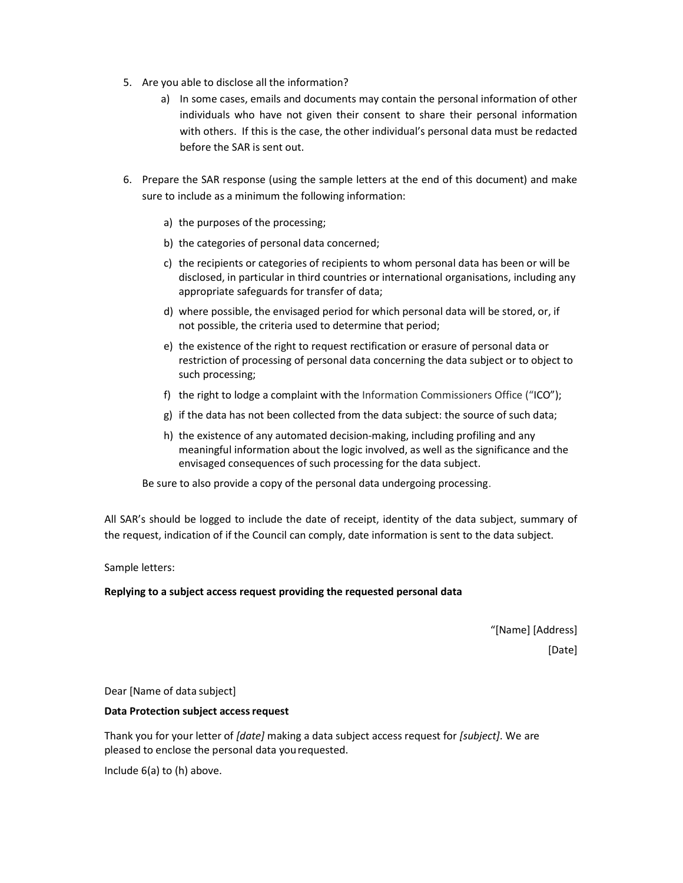5. Are you able to disclose all the information?
   a) In some cases, emails and documents may contain the personal information of other individuals who have not given their consent to share their personal information with others. If this is the case, the other individual's personal data must be redacted before the SAR is sent out.

6. Prepare the SAR response (using the sample letters at the end of this document) and make sure to include as a minimum the following information:

   a) the purposes of the processing;
   b) the categories of personal data concerned;
   c) the recipients or categories of recipients to whom personal data has been or will be disclosed, in particular in third countries or international organisations, including any appropriate safeguards for transfer of data;
   d) where possible, the envisaged period for which personal data will be stored, or, if not possible, the criteria used to determine that period;
   e) the existence of the right to request rectification or erasure of personal data or restriction of processing of personal data concerning the data subject or to object to such processing;
   f) the right to lodge a complaint with the Information Commissioners Office ("ICO");
   g) if the data has not been collected from the data subject: the source of such data;
   h) the existence of any automated decision-making, including profiling and any meaningful information about the logic involved, as well as the significance and the envisaged consequences of such processing for the data subject.

   Be sure to also provide a copy of the personal data undergoing processing.

All SAR's should be logged to include the date of receipt, identity of the data subject, summary of the request, indication of if the Council can comply, date information is sent to the data subject.

Sample letters:

**Replying to a subject access request providing the requested personal data**

"[Name] [Address]

[Date]

Dear [Name of data subject]

**Data Protection subject access request**

Thank you for your letter of *[date]* making a data subject access request for *[subject]*. We are pleased to enclose the personal data you requested.

Include 6(a) to (h) above.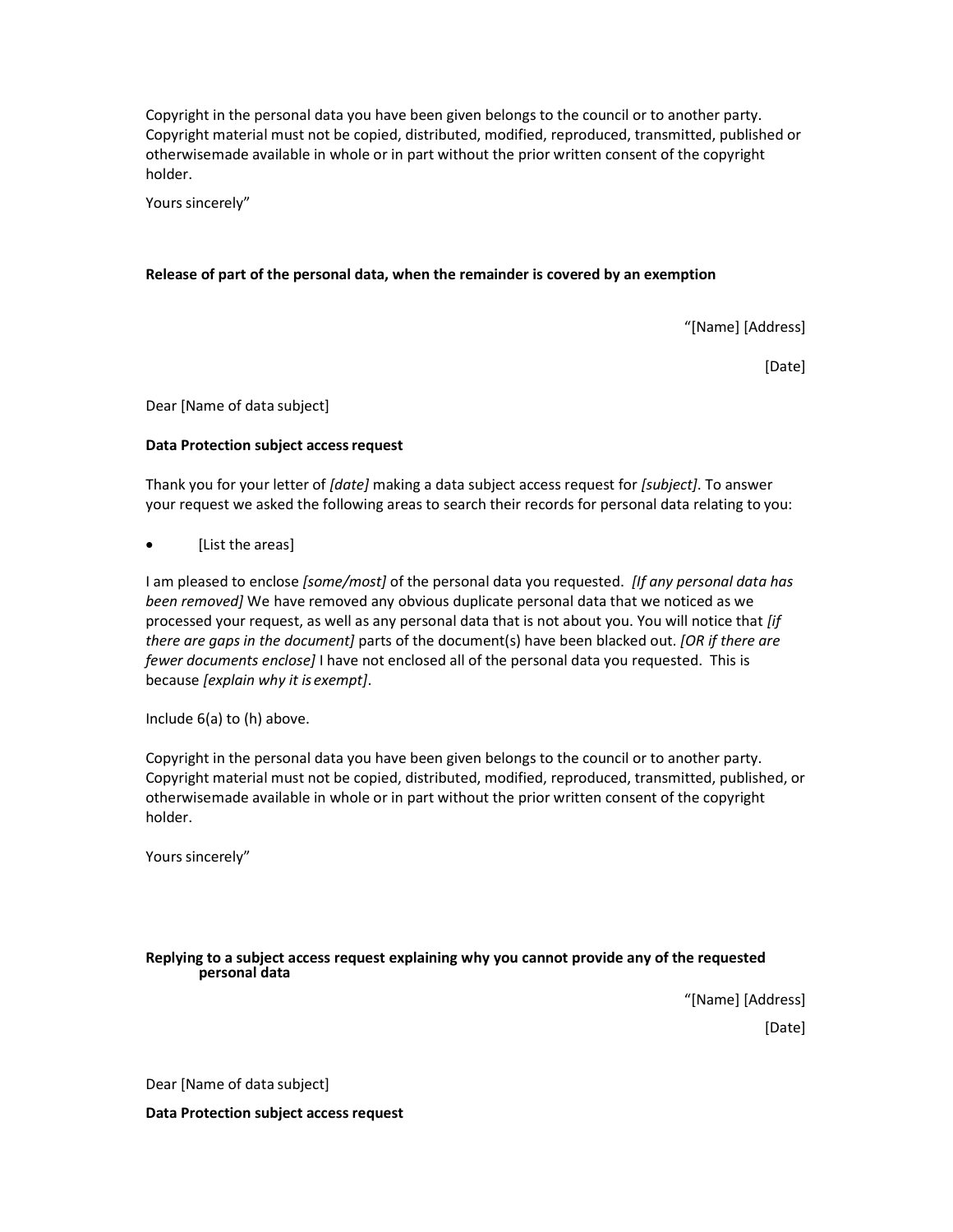Copyright in the personal data you have been given belongs to the council or to another party. Copyright material must not be copied, distributed, modified, reproduced, transmitted, published or otherwisemade available in whole or in part without the prior written consent of the copyright holder.

Yours sincerely"

**Release of part of the personal data, when the remainder is covered by an exemption**

"[Name] [Address]

[Date]

Dear [Name of data subject]

**Data Protection subject access request**

Thank you for your letter of *[date]* making a data subject access request for *[subject]*. To answer your request we asked the following areas to search their records for personal data relating to you:

- [List the areas]

I am pleased to enclose *[some/most]* of the personal data you requested. *[If any personal data has been removed]* We have removed any obvious duplicate personal data that we noticed as we processed your request, as well as any personal data that is not about you. You will notice that *[if there are gaps in the document]* parts of the document(s) have been blacked out. *[OR if there are fewer documents enclose]* I have not enclosed all of the personal data you requested. This is because *[explain why it is exempt]*.

Include 6(a) to (h) above.

Copyright in the personal data you have been given belongs to the council or to another party. Copyright material must not be copied, distributed, modified, reproduced, transmitted, published, or otherwisemade available in whole or in part without the prior written consent of the copyright holder.

Yours sincerely"

**Replying to a subject access request explaining why you cannot provide any of the requested personal data**

"[Name] [Address]

[Date]

Dear [Name of data subject]

**Data Protection subject access request**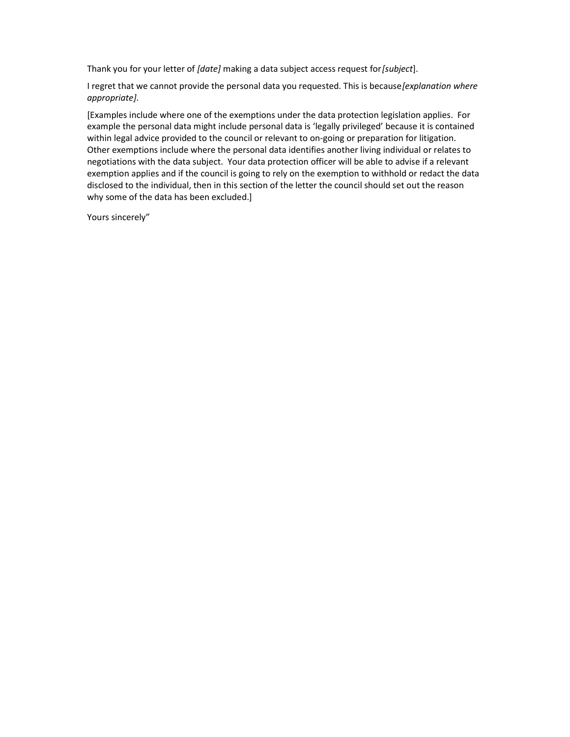Thank you for your letter of *[date]* making a data subject access request for *[subject]*.

I regret that we cannot provide the personal data you requested. This is because *[explanation where appropriate]*.

[Examples include where one of the exemptions under the data protection legislation applies. For example the personal data might include personal data is 'legally privileged' because it is contained within legal advice provided to the council or relevant to on-going or preparation for litigation. Other exemptions include where the personal data identifies another living individual or relates to negotiations with the data subject. Your data protection officer will be able to advise if a relevant exemption applies and if the council is going to rely on the exemption to withhold or redact the data disclosed to the individual, then in this section of the letter the council should set out the reason why some of the data has been excluded.]

Yours sincerely"